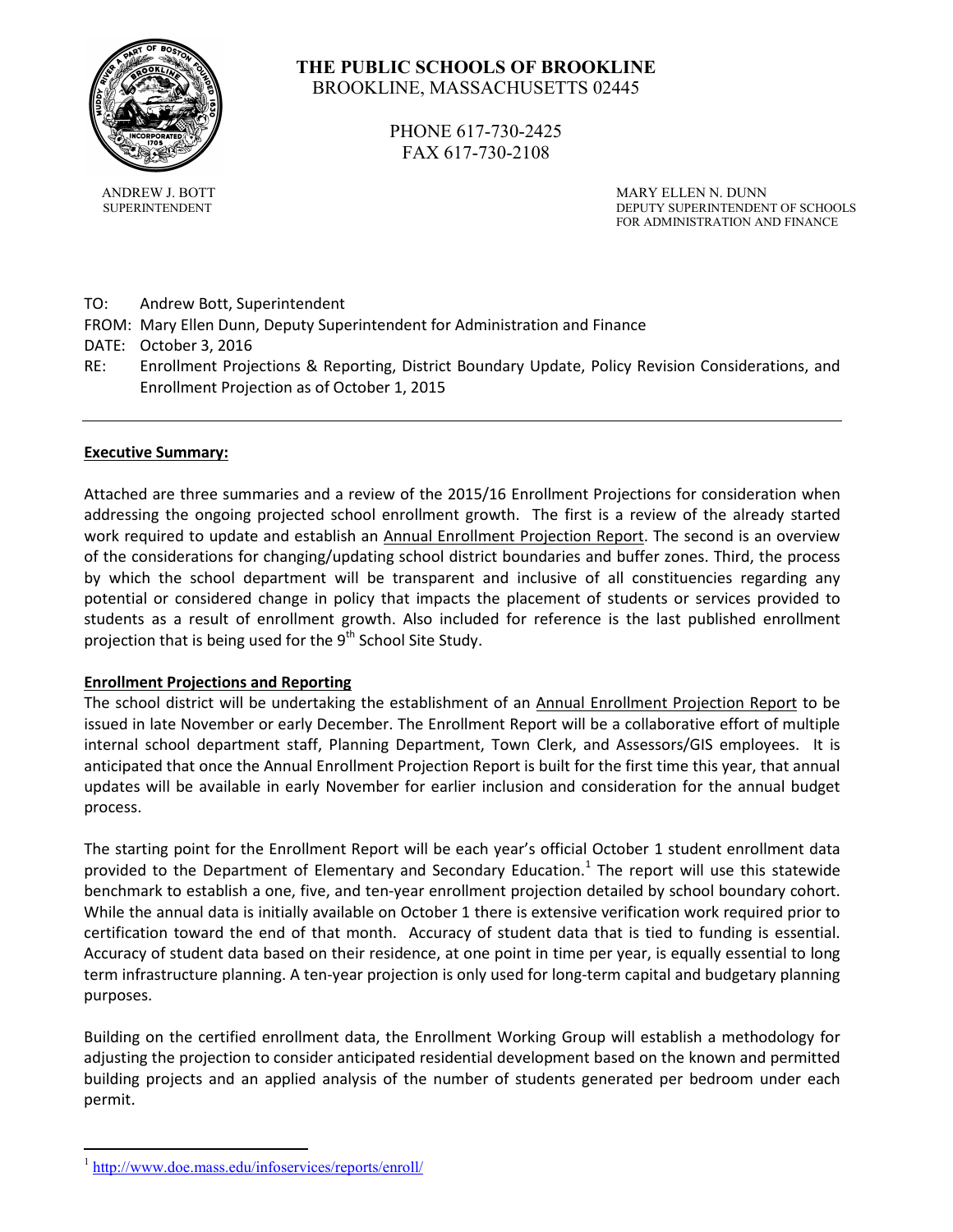# THE PUBLIC SCHOOLS OF BROOKLINE

BROOKLINE, MASSACHUSETTS 02445

PHONE 617-730-2425
FAX 617-730-2108

ANDREW J. BOTT
SUPERINTENDENT

MARY ELLEN N. DUNN
DEPUTY SUPERINTENDENT OF SCHOOLS
FOR ADMINISTRATION AND FINANCE

TO: Andrew Bott, Superintendent
FROM: Mary Ellen Dunn, Deputy Superintendent for Administration and Finance
DATE: October 3, 2016
RE: Enrollment Projections & Reporting, District Boundary Update, Policy Revision Considerations, and Enrollment Projection as of October 1, 2015

---

**Executive Summary:**

Attached are three summaries and a review of the 2015/16 Enrollment Projections for consideration when addressing the ongoing projected school enrollment growth. The first is a review of the already started work required to update and establish an Annual Enrollment Projection Report. The second is an overview of the considerations for changing/updating school district boundaries and buffer zones. Third, the process by which the school department will be transparent and inclusive of all constituencies regarding any potential or considered change in policy that impacts the placement of students or services provided to students as a result of enrollment growth. Also included for reference is the last published enrollment projection that is being used for the 9th School Site Study.

**Enrollment Projections and Reporting**

The school district will be undertaking the establishment of an Annual Enrollment Projection Report to be issued in late November or early December. The Enrollment Report will be a collaborative effort of multiple internal school department staff, Planning Department, Town Clerk, and Assessors/GIS employees. It is anticipated that once the Annual Enrollment Projection Report is built for the first time this year, that annual updates will be available in early November for earlier inclusion and consideration for the annual budget process.

The starting point for the Enrollment Report will be each year's official October 1 student enrollment data provided to the Department of Elementary and Secondary Education.[1] The report will use this statewide benchmark to establish a one, five, and ten-year enrollment projection detailed by school boundary cohort. While the annual data is initially available on October 1 there is extensive verification work required prior to certification toward the end of that month. Accuracy of student data that is tied to funding is essential. Accuracy of student data based on their residence, at one point in time per year, is equally essential to long term infrastructure planning. A ten-year projection is only used for long-term capital and budgetary planning purposes.

Building on the certified enrollment data, the Enrollment Working Group will establish a methodology for adjusting the projection to consider anticipated residential development based on the known and permitted building projects and an applied analysis of the number of students generated per bedroom under each permit.

---

[1] http://www.doe.mass.edu/infoservices/reports/enroll/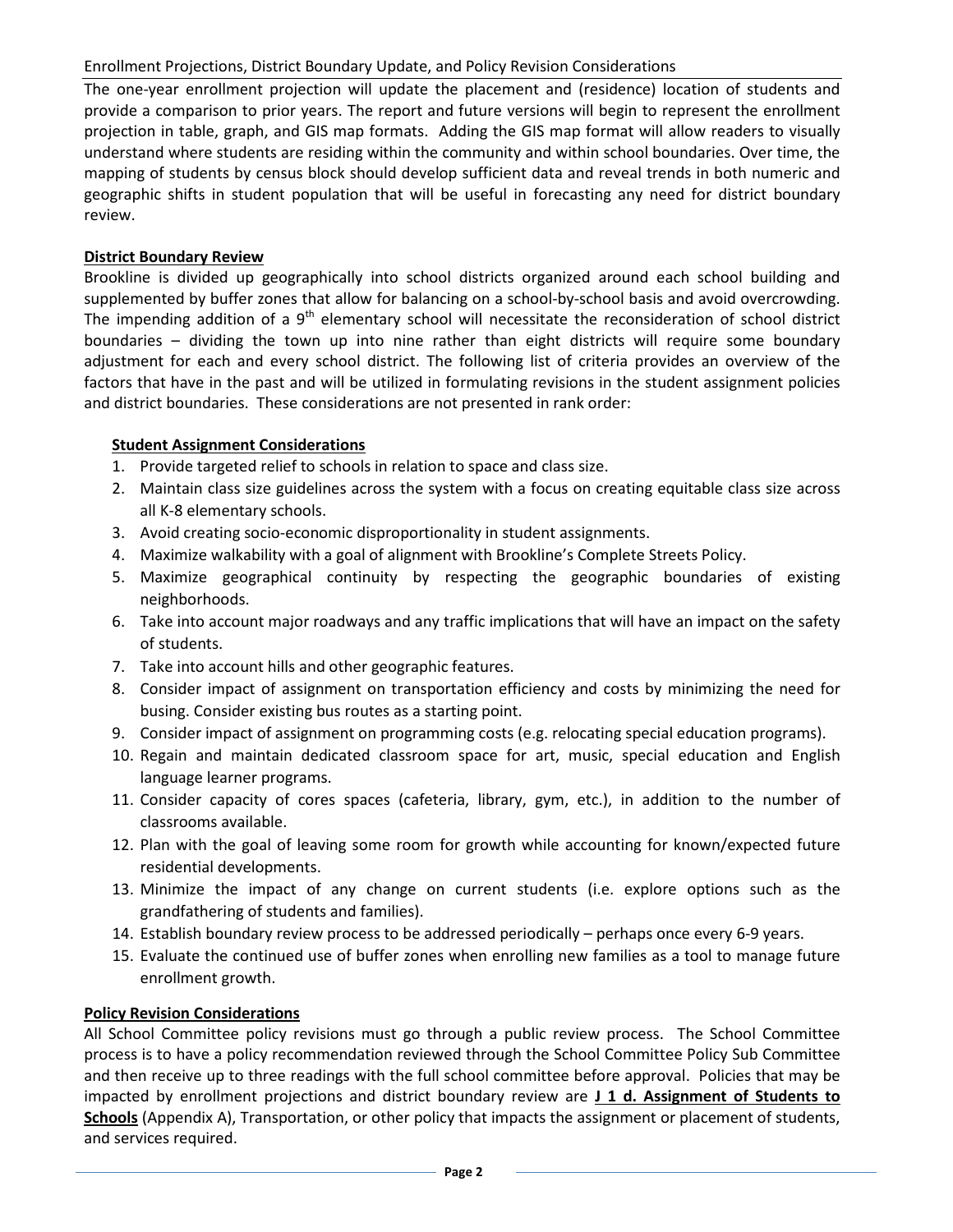## Enrollment Projections, District Boundary Update, and Policy Revision Considerations

The one-year enrollment projection will update the placement and (residence) location of students and provide a comparison to prior years. The report and future versions will begin to represent the enrollment projection in table, graph, and GIS map formats. Adding the GIS map format will allow readers to visually understand where students are residing within the community and within school boundaries. Over time, the mapping of students by census block should develop sufficient data and reveal trends in both numeric and geographic shifts in student population that will be useful in forecasting any need for district boundary review.

### District Boundary Review

Brookline is divided up geographically into school districts organized around each school building and supplemented by buffer zones that allow for balancing on a school-by-school basis and avoid overcrowding. The impending addition of a 9th elementary school will necessitate the reconsideration of school district boundaries – dividing the town up into nine rather than eight districts will require some boundary adjustment for each and every school district. The following list of criteria provides an overview of the factors that have in the past and will be utilized in formulating revisions in the student assignment policies and district boundaries. These considerations are not presented in rank order:

#### Student Assignment Considerations

1. Provide targeted relief to schools in relation to space and class size.
2. Maintain class size guidelines across the system with a focus on creating equitable class size across all K-8 elementary schools.
3. Avoid creating socio-economic disproportionality in student assignments.
4. Maximize walkability with a goal of alignment with Brookline's Complete Streets Policy.
5. Maximize geographical continuity by respecting the geographic boundaries of existing neighborhoods.
6. Take into account major roadways and any traffic implications that will have an impact on the safety of students.
7. Take into account hills and other geographic features.
8. Consider impact of assignment on transportation efficiency and costs by minimizing the need for busing. Consider existing bus routes as a starting point.
9. Consider impact of assignment on programming costs (e.g. relocating special education programs).
10. Regain and maintain dedicated classroom space for art, music, special education and English language learner programs.
11. Consider capacity of cores spaces (cafeteria, library, gym, etc.), in addition to the number of classrooms available.
12. Plan with the goal of leaving some room for growth while accounting for known/expected future residential developments.
13. Minimize the impact of any change on current students (i.e. explore options such as the grandfathering of students and families).
14. Establish boundary review process to be addressed periodically – perhaps once every 6-9 years.
15. Evaluate the continued use of buffer zones when enrolling new families as a tool to manage future enrollment growth.

### Policy Revision Considerations

All School Committee policy revisions must go through a public review process. The School Committee process is to have a policy recommendation reviewed through the School Committee Policy Sub Committee and then receive up to three readings with the full school committee before approval. Policies that may be impacted by enrollment projections and district boundary review are **J 1 d. Assignment of Students to Schools** (Appendix A), Transportation, or other policy that impacts the assignment or placement of students, and services required.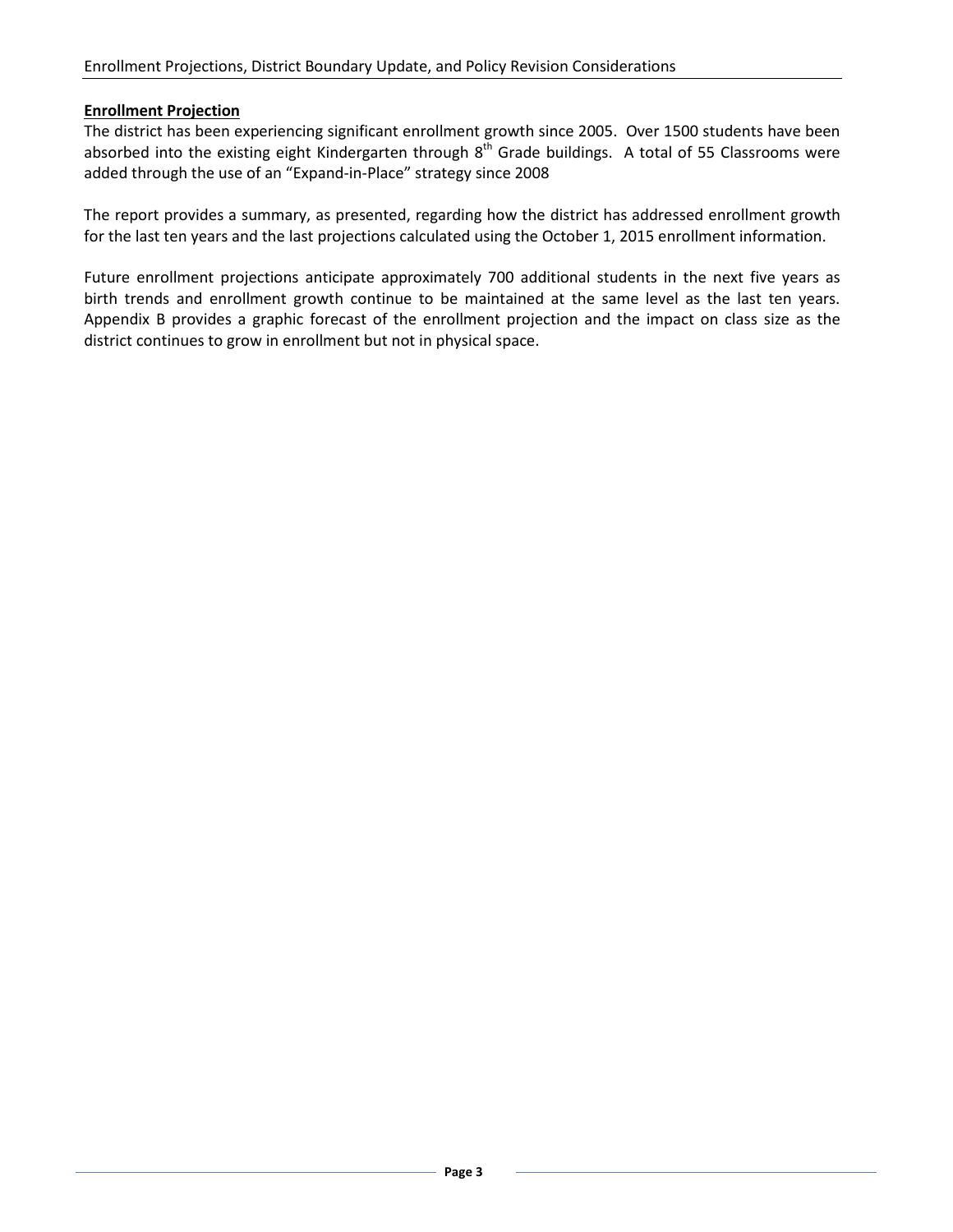## Enrollment Projection

The district has been experiencing significant enrollment growth since 2005. Over 1500 students have been absorbed into the existing eight Kindergarten through 8th Grade buildings. A total of 55 Classrooms were added through the use of an "Expand-in-Place" strategy since 2008

The report provides a summary, as presented, regarding how the district has addressed enrollment growth for the last ten years and the last projections calculated using the October 1, 2015 enrollment information.

Future enrollment projections anticipate approximately 700 additional students in the next five years as birth trends and enrollment growth continue to be maintained at the same level as the last ten years. Appendix B provides a graphic forecast of the enrollment projection and the impact on class size as the district continues to grow in enrollment but not in physical space.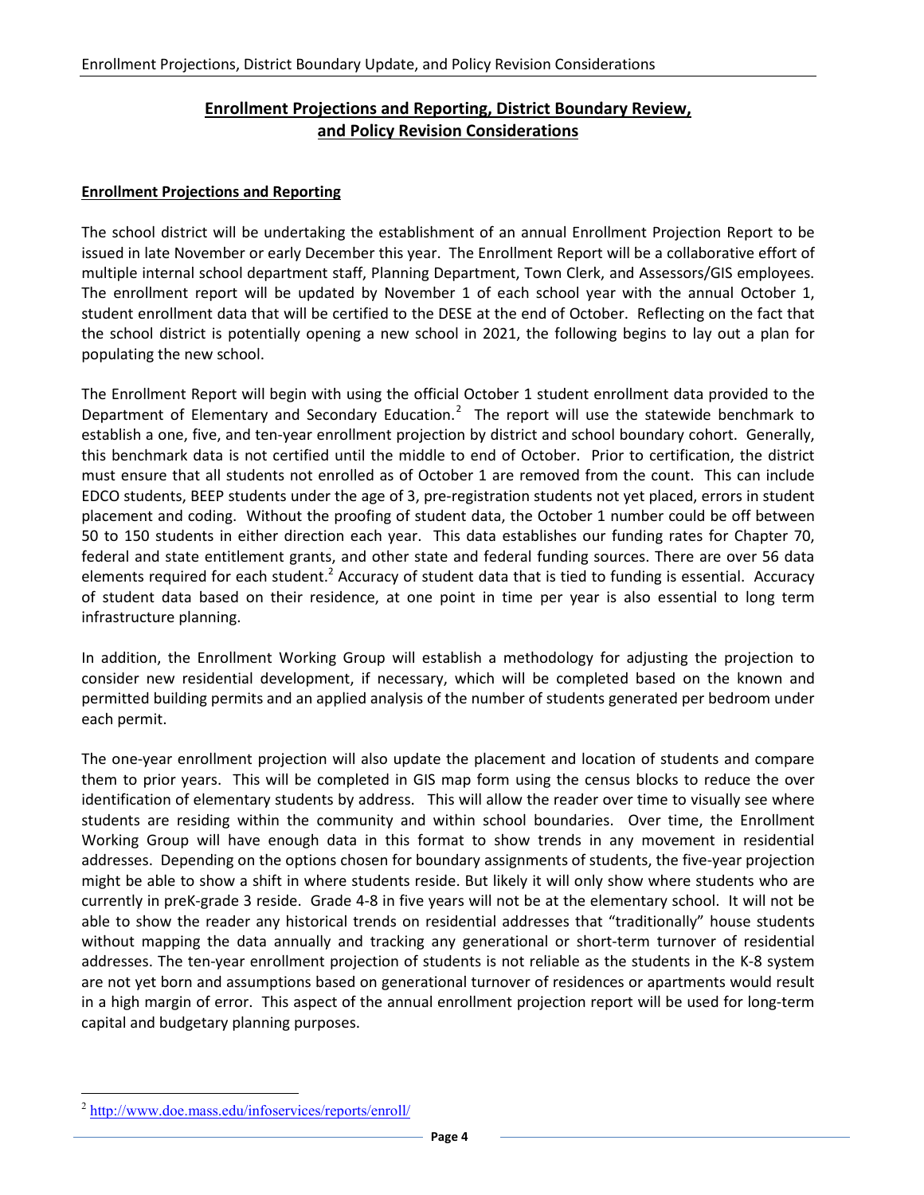## Enrollment Projections and Reporting, District Boundary Review, and Policy Revision Considerations

### Enrollment Projections and Reporting

The school district will be undertaking the establishment of an annual Enrollment Projection Report to be issued in late November or early December this year. The Enrollment Report will be a collaborative effort of multiple internal school department staff, Planning Department, Town Clerk, and Assessors/GIS employees. The enrollment report will be updated by November 1 of each school year with the annual October 1, student enrollment data that will be certified to the DESE at the end of October. Reflecting on the fact that the school district is potentially opening a new school in 2021, the following begins to lay out a plan for populating the new school.

The Enrollment Report will begin with using the official October 1 student enrollment data provided to the Department of Elementary and Secondary Education.[2] The report will use the statewide benchmark to establish a one, five, and ten-year enrollment projection by district and school boundary cohort. Generally, this benchmark data is not certified until the middle to end of October. Prior to certification, the district must ensure that all students not enrolled as of October 1 are removed from the count. This can include EDCO students, BEEP students under the age of 3, pre-registration students not yet placed, errors in student placement and coding. Without the proofing of student data, the October 1 number could be off between 50 to 150 students in either direction each year. This data establishes our funding rates for Chapter 70, federal and state entitlement grants, and other state and federal funding sources. There are over 56 data elements required for each student.[2] Accuracy of student data that is tied to funding is essential. Accuracy of student data based on their residence, at one point in time per year is also essential to long term infrastructure planning.

In addition, the Enrollment Working Group will establish a methodology for adjusting the projection to consider new residential development, if necessary, which will be completed based on the known and permitted building permits and an applied analysis of the number of students generated per bedroom under each permit.

The one-year enrollment projection will also update the placement and location of students and compare them to prior years. This will be completed in GIS map form using the census blocks to reduce the over identification of elementary students by address. This will allow the reader over time to visually see where students are residing within the community and within school boundaries. Over time, the Enrollment Working Group will have enough data in this format to show trends in any movement in residential addresses. Depending on the options chosen for boundary assignments of students, the five-year projection might be able to show a shift in where students reside. But likely it will only show where students who are currently in preK-grade 3 reside. Grade 4-8 in five years will not be at the elementary school. It will not be able to show the reader any historical trends on residential addresses that "traditionally" house students without mapping the data annually and tracking any generational or short-term turnover of residential addresses. The ten-year enrollment projection of students is not reliable as the students in the K-8 system are not yet born and assumptions based on generational turnover of residences or apartments would result in a high margin of error. This aspect of the annual enrollment projection report will be used for long-term capital and budgetary planning purposes.

---

[2] http://www.doe.mass.edu/infoservices/reports/enroll/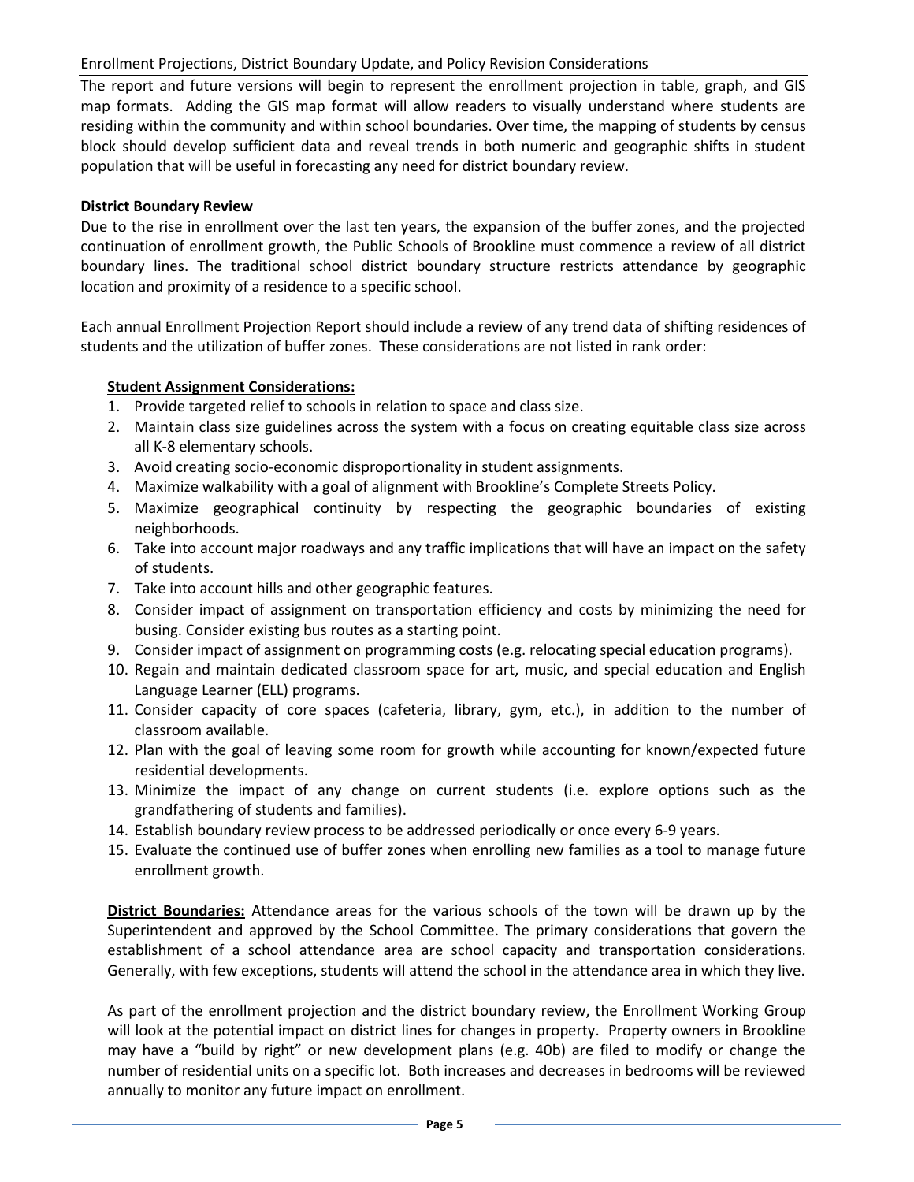The report and future versions will begin to represent the enrollment projection in table, graph, and GIS map formats. Adding the GIS map format will allow readers to visually understand where students are residing within the community and within school boundaries. Over time, the mapping of students by census block should develop sufficient data and reveal trends in both numeric and geographic shifts in student population that will be useful in forecasting any need for district boundary review.

**District Boundary Review**

Due to the rise in enrollment over the last ten years, the expansion of the buffer zones, and the projected continuation of enrollment growth, the Public Schools of Brookline must commence a review of all district boundary lines. The traditional school district boundary structure restricts attendance by geographic location and proximity of a residence to a specific school.

Each annual Enrollment Projection Report should include a review of any trend data of shifting residences of students and the utilization of buffer zones. These considerations are not listed in rank order:

**Student Assignment Considerations:**

1. Provide targeted relief to schools in relation to space and class size.
2. Maintain class size guidelines across the system with a focus on creating equitable class size across all K-8 elementary schools.
3. Avoid creating socio-economic disproportionality in student assignments.
4. Maximize walkability with a goal of alignment with Brookline's Complete Streets Policy.
5. Maximize geographical continuity by respecting the geographic boundaries of existing neighborhoods.
6. Take into account major roadways and any traffic implications that will have an impact on the safety of students.
7. Take into account hills and other geographic features.
8. Consider impact of assignment on transportation efficiency and costs by minimizing the need for busing. Consider existing bus routes as a starting point.
9. Consider impact of assignment on programming costs (e.g. relocating special education programs).
10. Regain and maintain dedicated classroom space for art, music, and special education and English Language Learner (ELL) programs.
11. Consider capacity of core spaces (cafeteria, library, gym, etc.), in addition to the number of classroom available.
12. Plan with the goal of leaving some room for growth while accounting for known/expected future residential developments.
13. Minimize the impact of any change on current students (i.e. explore options such as the grandfathering of students and families).
14. Establish boundary review process to be addressed periodically or once every 6-9 years.
15. Evaluate the continued use of buffer zones when enrolling new families as a tool to manage future enrollment growth.

**District Boundaries:** Attendance areas for the various schools of the town will be drawn up by the Superintendent and approved by the School Committee. The primary considerations that govern the establishment of a school attendance area are school capacity and transportation considerations. Generally, with few exceptions, students will attend the school in the attendance area in which they live.

As part of the enrollment projection and the district boundary review, the Enrollment Working Group will look at the potential impact on district lines for changes in property. Property owners in Brookline may have a "build by right" or new development plans (e.g. 40b) are filed to modify or change the number of residential units on a specific lot. Both increases and decreases in bedrooms will be reviewed annually to monitor any future impact on enrollment.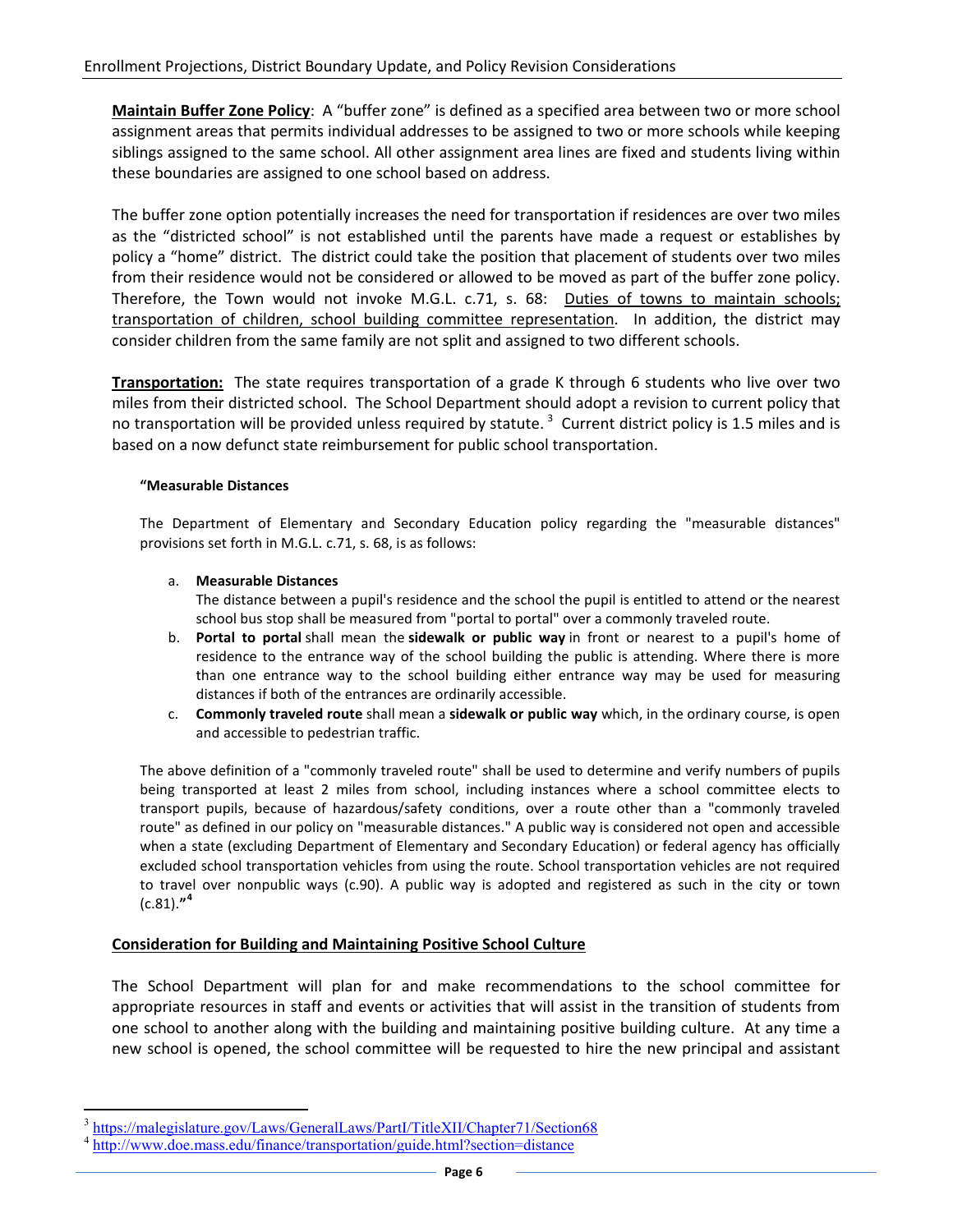**Maintain Buffer Zone Policy**: A "buffer zone" is defined as a specified area between two or more school assignment areas that permits individual addresses to be assigned to two or more schools while keeping siblings assigned to the same school. All other assignment area lines are fixed and students living within these boundaries are assigned to one school based on address.

The buffer zone option potentially increases the need for transportation if residences are over two miles as the "districted school" is not established until the parents have made a request or establishes by policy a "home" district. The district could take the position that placement of students over two miles from their residence would not be considered or allowed to be moved as part of the buffer zone policy. Therefore, the Town would not invoke M.G.L. c.71, s. 68: Duties of towns to maintain schools; transportation of children, school building committee representation. In addition, the district may consider children from the same family are not split and assigned to two different schools.

**Transportation:** The state requires transportation of a grade K through 6 students who live over two miles from their districted school. The School Department should adopt a revision to current policy that no transportation will be provided unless required by statute.[3] Current district policy is 1.5 miles and is based on a now defunct state reimbursement for public school transportation.

> **"Measurable Distances**
>
> The Department of Elementary and Secondary Education policy regarding the "measurable distances" provisions set forth in M.G.L. c.71, s. 68, is as follows:
>
> a. **Measurable Distances**
> The distance between a pupil's residence and the school the pupil is entitled to attend or the nearest school bus stop shall be measured from "portal to portal" over a commonly traveled route.
> b. **Portal to portal** shall mean the **sidewalk or public way** in front or nearest to a pupil's home of residence to the entrance way of the school building the public is attending. Where there is more than one entrance way to the school building either entrance way may be used for measuring distances if both of the entrances are ordinarily accessible.
> c. **Commonly traveled route** shall mean a **sidewalk or public way** which, in the ordinary course, is open and accessible to pedestrian traffic.
>
> The above definition of a "commonly traveled route" shall be used to determine and verify numbers of pupils being transported at least 2 miles from school, including instances where a school committee elects to transport pupils, because of hazardous/safety conditions, over a route other than a "commonly traveled route" as defined in our policy on "measurable distances." A public way is considered not open and accessible when a state (excluding Department of Elementary and Secondary Education) or federal agency has officially excluded school transportation vehicles from using the route. School transportation vehicles are not required to travel over nonpublic ways (c.90). A public way is adopted and registered as such in the city or town (c.81).**"**[4]

## Consideration for Building and Maintaining Positive School Culture

The School Department will plan for and make recommendations to the school committee for appropriate resources in staff and events or activities that will assist in the transition of students from one school to another along with the building and maintaining positive building culture. At any time a new school is opened, the school committee will be requested to hire the new principal and assistant

---

[3] https://malegislature.gov/Laws/GeneralLaws/PartI/TitleXII/Chapter71/Section68

[4] http://www.doe.mass.edu/finance/transportation/guide.html?section=distance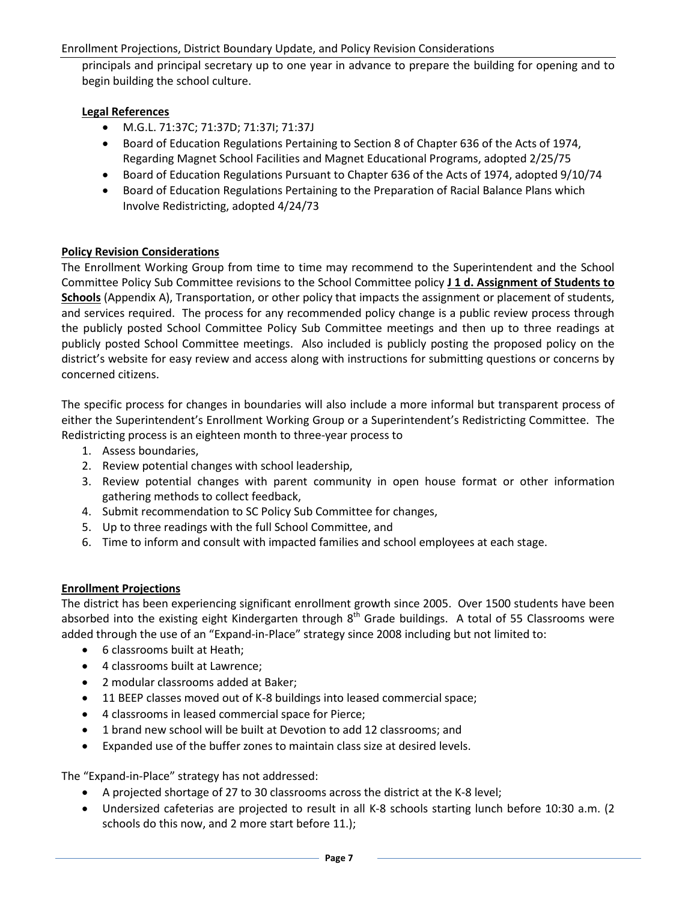principals and principal secretary up to one year in advance to prepare the building for opening and to begin building the school culture.

**Legal References**

- M.G.L. 71:37C; 71:37D; 71:37I; 71:37J
- Board of Education Regulations Pertaining to Section 8 of Chapter 636 of the Acts of 1974, Regarding Magnet School Facilities and Magnet Educational Programs, adopted 2/25/75
- Board of Education Regulations Pursuant to Chapter 636 of the Acts of 1974, adopted 9/10/74
- Board of Education Regulations Pertaining to the Preparation of Racial Balance Plans which Involve Redistricting, adopted 4/24/73

## Policy Revision Considerations

The Enrollment Working Group from time to time may recommend to the Superintendent and the School Committee Policy Sub Committee revisions to the School Committee policy **J 1 d. Assignment of Students to Schools** (Appendix A), Transportation, or other policy that impacts the assignment or placement of students, and services required. The process for any recommended policy change is a public review process through the publicly posted School Committee Policy Sub Committee meetings and then up to three readings at publicly posted School Committee meetings. Also included is publicly posting the proposed policy on the district's website for easy review and access along with instructions for submitting questions or concerns by concerned citizens.

The specific process for changes in boundaries will also include a more informal but transparent process of either the Superintendent's Enrollment Working Group or a Superintendent's Redistricting Committee. The Redistricting process is an eighteen month to three-year process to

1. Assess boundaries,
2. Review potential changes with school leadership,
3. Review potential changes with parent community in open house format or other information gathering methods to collect feedback,
4. Submit recommendation to SC Policy Sub Committee for changes,
5. Up to three readings with the full School Committee, and
6. Time to inform and consult with impacted families and school employees at each stage.

## Enrollment Projections

The district has been experiencing significant enrollment growth since 2005. Over 1500 students have been absorbed into the existing eight Kindergarten through 8th Grade buildings. A total of 55 Classrooms were added through the use of an "Expand-in-Place" strategy since 2008 including but not limited to:

- 6 classrooms built at Heath;
- 4 classrooms built at Lawrence;
- 2 modular classrooms added at Baker;
- 11 BEEP classes moved out of K-8 buildings into leased commercial space;
- 4 classrooms in leased commercial space for Pierce;
- 1 brand new school will be built at Devotion to add 12 classrooms; and
- Expanded use of the buffer zones to maintain class size at desired levels.

The "Expand-in-Place" strategy has not addressed:

- A projected shortage of 27 to 30 classrooms across the district at the K-8 level;
- Undersized cafeterias are projected to result in all K-8 schools starting lunch before 10:30 a.m. (2 schools do this now, and 2 more start before 11.);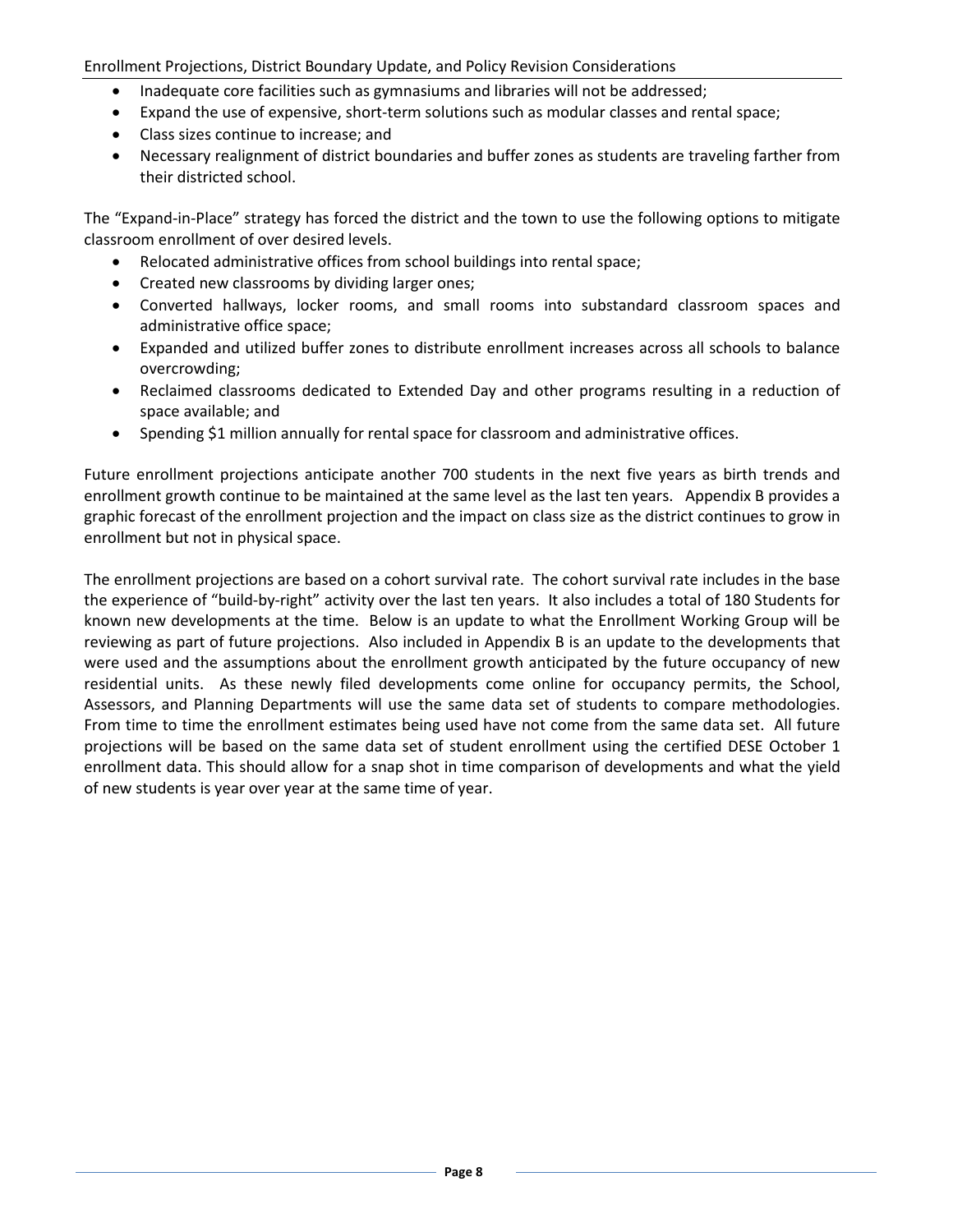- Inadequate core facilities such as gymnasiums and libraries will not be addressed;
- Expand the use of expensive, short-term solutions such as modular classes and rental space;
- Class sizes continue to increase; and
- Necessary realignment of district boundaries and buffer zones as students are traveling farther from their districted school.

The "Expand-in-Place" strategy has forced the district and the town to use the following options to mitigate classroom enrollment of over desired levels.

- Relocated administrative offices from school buildings into rental space;
- Created new classrooms by dividing larger ones;
- Converted hallways, locker rooms, and small rooms into substandard classroom spaces and administrative office space;
- Expanded and utilized buffer zones to distribute enrollment increases across all schools to balance overcrowding;
- Reclaimed classrooms dedicated to Extended Day and other programs resulting in a reduction of space available; and
- Spending $1 million annually for rental space for classroom and administrative offices.

Future enrollment projections anticipate another 700 students in the next five years as birth trends and enrollment growth continue to be maintained at the same level as the last ten years. Appendix B provides a graphic forecast of the enrollment projection and the impact on class size as the district continues to grow in enrollment but not in physical space.

The enrollment projections are based on a cohort survival rate. The cohort survival rate includes in the base the experience of "build-by-right" activity over the last ten years. It also includes a total of 180 Students for known new developments at the time. Below is an update to what the Enrollment Working Group will be reviewing as part of future projections. Also included in Appendix B is an update to the developments that were used and the assumptions about the enrollment growth anticipated by the future occupancy of new residential units. As these newly filed developments come online for occupancy permits, the School, Assessors, and Planning Departments will use the same data set of students to compare methodologies. From time to time the enrollment estimates being used have not come from the same data set. All future projections will be based on the same data set of student enrollment using the certified DESE October 1 enrollment data. This should allow for a snap shot in time comparison of developments and what the yield of new students is year over year at the same time of year.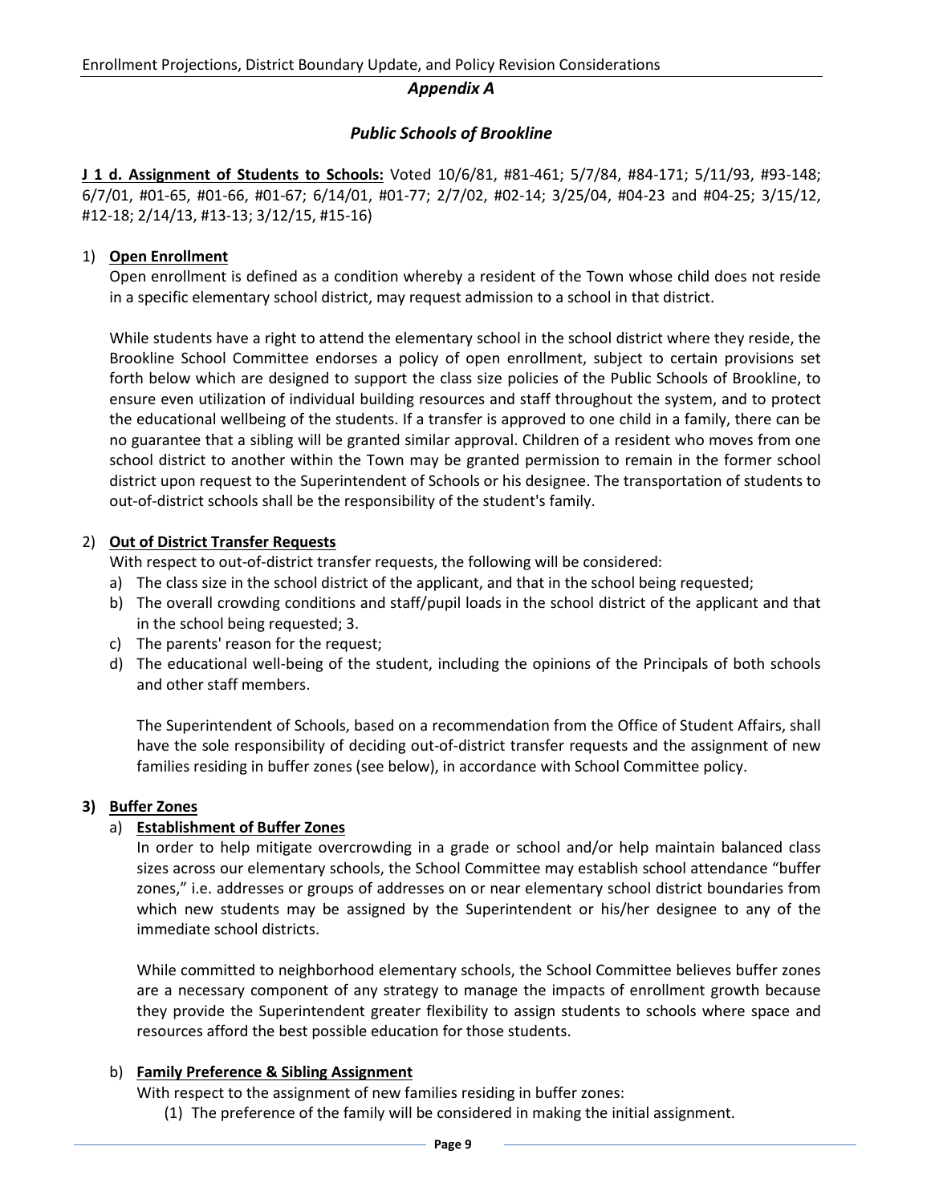## *Appendix A*

## *Public Schools of Brookline*

**J 1 d. Assignment of Students to Schools:** Voted 10/6/81, #81-461; 5/7/84, #84-171; 5/11/93, #93-148; 6/7/01, #01-65, #01-66, #01-67; 6/14/01, #01-77; 2/7/02, #02-14; 3/25/04, #04-23 and #04-25; 3/15/12, #12-18; 2/14/13, #13-13; 3/12/15, #15-16)

1) **Open Enrollment**

   Open enrollment is defined as a condition whereby a resident of the Town whose child does not reside in a specific elementary school district, may request admission to a school in that district.

   While students have a right to attend the elementary school in the school district where they reside, the Brookline School Committee endorses a policy of open enrollment, subject to certain provisions set forth below which are designed to support the class size policies of the Public Schools of Brookline, to ensure even utilization of individual building resources and staff throughout the system, and to protect the educational wellbeing of the students. If a transfer is approved to one child in a family, there can be no guarantee that a sibling will be granted similar approval. Children of a resident who moves from one school district to another within the Town may be granted permission to remain in the former school district upon request to the Superintendent of Schools or his designee. The transportation of students to out-of-district schools shall be the responsibility of the student's family.

2) **Out of District Transfer Requests**

   With respect to out-of-district transfer requests, the following will be considered:

   a) The class size in the school district of the applicant, and that in the school being requested;
   b) The overall crowding conditions and staff/pupil loads in the school district of the applicant and that in the school being requested; 3.
   c) The parents' reason for the request;
   d) The educational well-being of the student, including the opinions of the Principals of both schools and other staff members.

   The Superintendent of Schools, based on a recommendation from the Office of Student Affairs, shall have the sole responsibility of deciding out-of-district transfer requests and the assignment of new families residing in buffer zones (see below), in accordance with School Committee policy.

3) **Buffer Zones**

   a) **Establishment of Buffer Zones**

      In order to help mitigate overcrowding in a grade or school and/or help maintain balanced class sizes across our elementary schools, the School Committee may establish school attendance "buffer zones," i.e. addresses or groups of addresses on or near elementary school district boundaries from which new students may be assigned by the Superintendent or his/her designee to any of the immediate school districts.

      While committed to neighborhood elementary schools, the School Committee believes buffer zones are a necessary component of any strategy to manage the impacts of enrollment growth because they provide the Superintendent greater flexibility to assign students to schools where space and resources afford the best possible education for those students.

   b) **Family Preference & Sibling Assignment**

      With respect to the assignment of new families residing in buffer zones:

      (1) The preference of the family will be considered in making the initial assignment.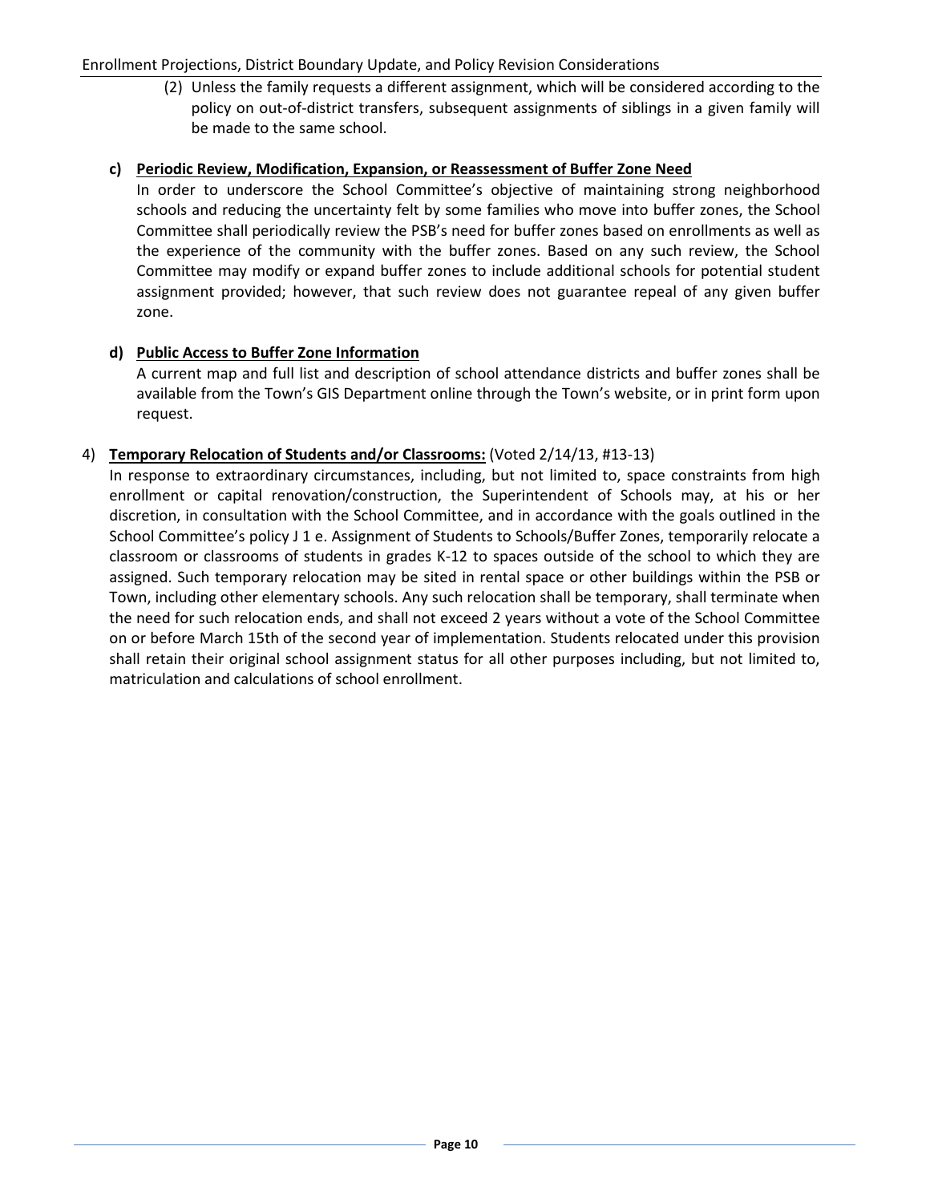(2) Unless the family requests a different assignment, which will be considered according to the policy on out-of-district transfers, subsequent assignments of siblings in a given family will be made to the same school.

**c) Periodic Review, Modification, Expansion, or Reassessment of Buffer Zone Need**

In order to underscore the School Committee's objective of maintaining strong neighborhood schools and reducing the uncertainty felt by some families who move into buffer zones, the School Committee shall periodically review the PSB's need for buffer zones based on enrollments as well as the experience of the community with the buffer zones. Based on any such review, the School Committee may modify or expand buffer zones to include additional schools for potential student assignment provided; however, that such review does not guarantee repeal of any given buffer zone.

**d) Public Access to Buffer Zone Information**

A current map and full list and description of school attendance districts and buffer zones shall be available from the Town's GIS Department online through the Town's website, or in print form upon request.

4) **Temporary Relocation of Students and/or Classrooms:** (Voted 2/14/13, #13-13)

In response to extraordinary circumstances, including, but not limited to, space constraints from high enrollment or capital renovation/construction, the Superintendent of Schools may, at his or her discretion, in consultation with the School Committee, and in accordance with the goals outlined in the School Committee's policy J 1 e. Assignment of Students to Schools/Buffer Zones, temporarily relocate a classroom or classrooms of students in grades K-12 to spaces outside of the school to which they are assigned. Such temporary relocation may be sited in rental space or other buildings within the PSB or Town, including other elementary schools. Any such relocation shall be temporary, shall terminate when the need for such relocation ends, and shall not exceed 2 years without a vote of the School Committee on or before March 15th of the second year of implementation. Students relocated under this provision shall retain their original school assignment status for all other purposes including, but not limited to, matriculation and calculations of school enrollment.